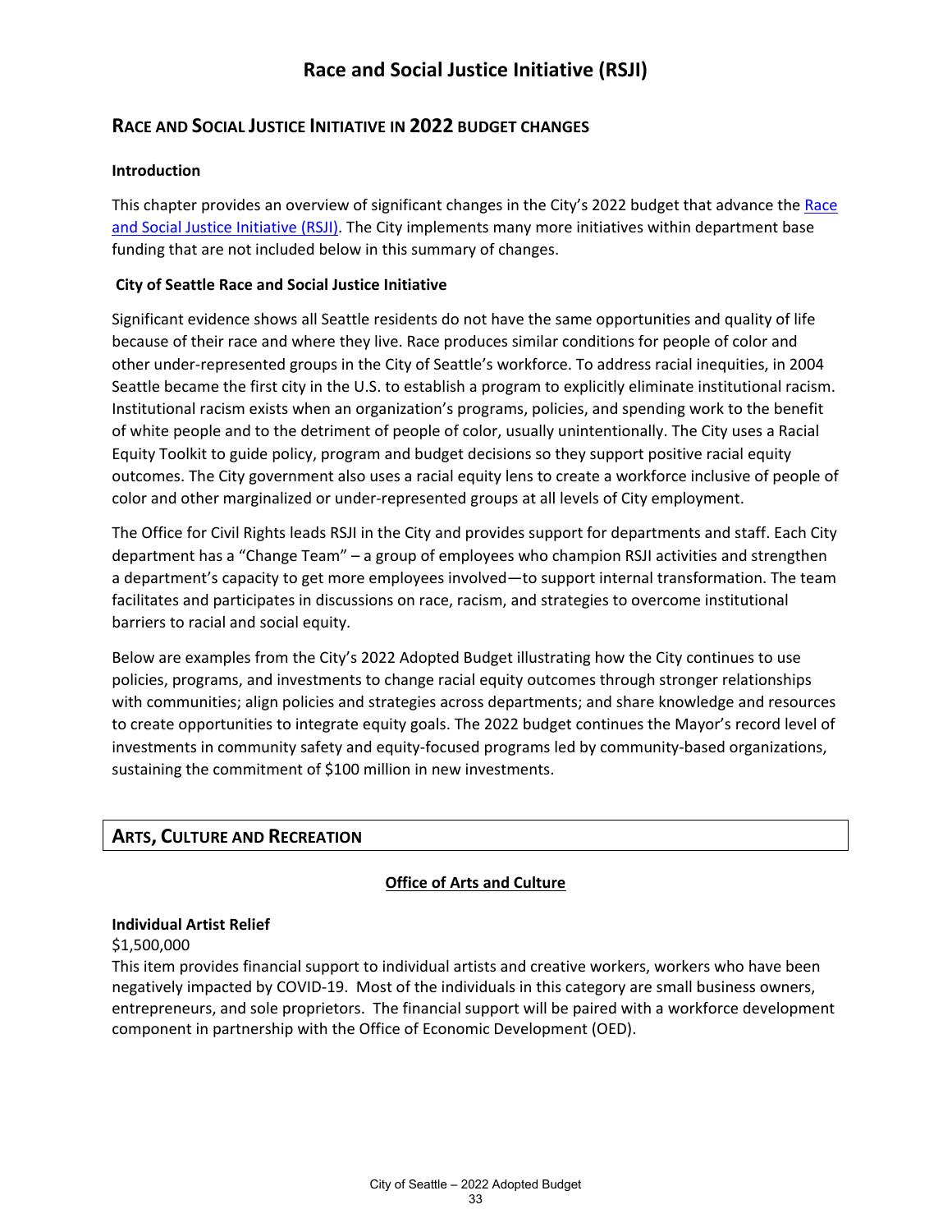# Race and Social Justice Initiative (RSJI)

## RACE AND SOCIAL JUSTICE INITIATIVE IN 2022 BUDGET CHANGES

### Introduction

This chapter provides an overview of significant changes in the City's 2022 budget that advance the [Race and Social Justice Initiative (RSJI)](). The City implements many more initiatives within department base funding that are not included below in this summary of changes.

### City of Seattle Race and Social Justice Initiative

Significant evidence shows all Seattle residents do not have the same opportunities and quality of life because of their race and where they live. Race produces similar conditions for people of color and other under-represented groups in the City of Seattle's workforce. To address racial inequities, in 2004 Seattle became the first city in the U.S. to establish a program to explicitly eliminate institutional racism. Institutional racism exists when an organization's programs, policies, and spending work to the benefit of white people and to the detriment of people of color, usually unintentionally. The City uses a Racial Equity Toolkit to guide policy, program and budget decisions so they support positive racial equity outcomes. The City government also uses a racial equity lens to create a workforce inclusive of people of color and other marginalized or under-represented groups at all levels of City employment.

The Office for Civil Rights leads RSJI in the City and provides support for departments and staff. Each City department has a "Change Team" – a group of employees who champion RSJI activities and strengthen a department's capacity to get more employees involved—to support internal transformation. The team facilitates and participates in discussions on race, racism, and strategies to overcome institutional barriers to racial and social equity.

Below are examples from the City's 2022 Adopted Budget illustrating how the City continues to use policies, programs, and investments to change racial equity outcomes through stronger relationships with communities; align policies and strategies across departments; and share knowledge and resources to create opportunities to integrate equity goals. The 2022 budget continues the Mayor's record level of investments in community safety and equity-focused programs led by community-based organizations, sustaining the commitment of $100 million in new investments.

## ARTS, CULTURE AND RECREATION

### Office of Arts and Culture

**Individual Artist Relief**

$1,500,000

This item provides financial support to individual artists and creative workers, workers who have been negatively impacted by COVID-19. Most of the individuals in this category are small business owners, entrepreneurs, and sole proprietors. The financial support will be paired with a workforce development component in partnership with the Office of Economic Development (OED).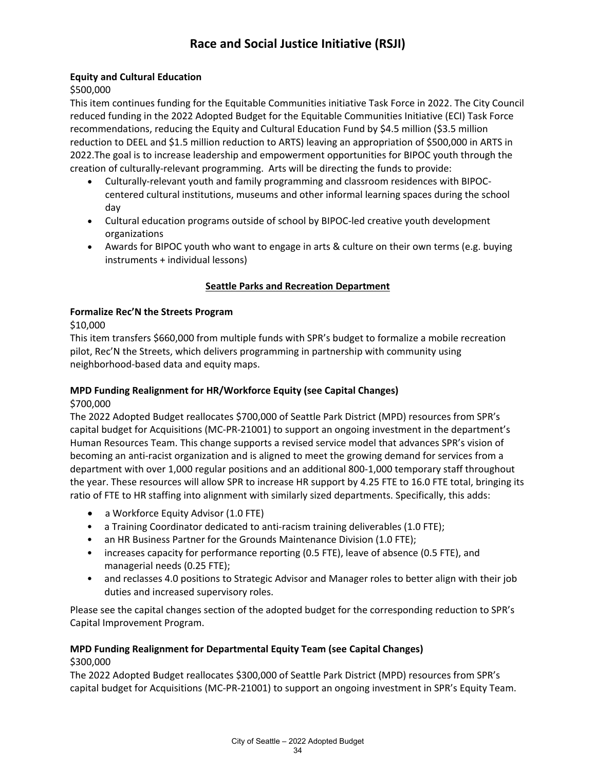# Race and Social Justice Initiative (RSJI)

**Equity and Cultural Education**

$500,000

This item continues funding for the Equitable Communities initiative Task Force in 2022. The City Council reduced funding in the 2022 Adopted Budget for the Equitable Communities Initiative (ECI) Task Force recommendations, reducing the Equity and Cultural Education Fund by $4.5 million ($3.5 million reduction to DEEL and $1.5 million reduction to ARTS) leaving an appropriation of $500,000 in ARTS in 2022.The goal is to increase leadership and empowerment opportunities for BIPOC youth through the creation of culturally-relevant programming. Arts will be directing the funds to provide:

- Culturally-relevant youth and family programming and classroom residences with BIPOC-centered cultural institutions, museums and other informal learning spaces during the school day
- Cultural education programs outside of school by BIPOC-led creative youth development organizations
- Awards for BIPOC youth who want to engage in arts & culture on their own terms (e.g. buying instruments + individual lessons)

## Seattle Parks and Recreation Department

**Formalize Rec'N the Streets Program**

$10,000

This item transfers $660,000 from multiple funds with SPR's budget to formalize a mobile recreation pilot, Rec'N the Streets, which delivers programming in partnership with community using neighborhood-based data and equity maps.

**MPD Funding Realignment for HR/Workforce Equity (see Capital Changes)**

$700,000

The 2022 Adopted Budget reallocates $700,000 of Seattle Park District (MPD) resources from SPR's capital budget for Acquisitions (MC-PR-21001) to support an ongoing investment in the department's Human Resources Team. This change supports a revised service model that advances SPR's vision of becoming an anti-racist organization and is aligned to meet the growing demand for services from a department with over 1,000 regular positions and an additional 800-1,000 temporary staff throughout the year. These resources will allow SPR to increase HR support by 4.25 FTE to 16.0 FTE total, bringing its ratio of FTE to HR staffing into alignment with similarly sized departments. Specifically, this adds:

- a Workforce Equity Advisor (1.0 FTE)
- a Training Coordinator dedicated to anti-racism training deliverables (1.0 FTE);
- an HR Business Partner for the Grounds Maintenance Division (1.0 FTE);
- increases capacity for performance reporting (0.5 FTE), leave of absence (0.5 FTE), and managerial needs (0.25 FTE);
- and reclasses 4.0 positions to Strategic Advisor and Manager roles to better align with their job duties and increased supervisory roles.

Please see the capital changes section of the adopted budget for the corresponding reduction to SPR's Capital Improvement Program.

**MPD Funding Realignment for Departmental Equity Team (see Capital Changes)**

$300,000

The 2022 Adopted Budget reallocates $300,000 of Seattle Park District (MPD) resources from SPR's capital budget for Acquisitions (MC-PR-21001) to support an ongoing investment in SPR's Equity Team.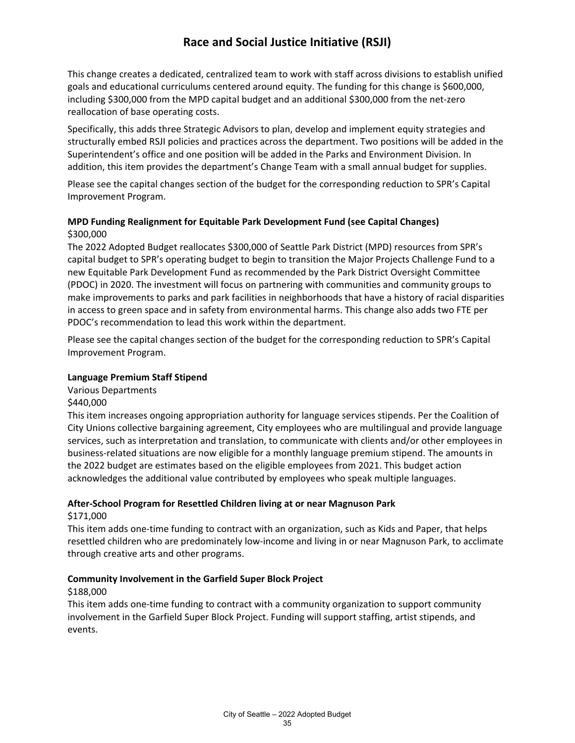# Race and Social Justice Initiative (RSJI)

This change creates a dedicated, centralized team to work with staff across divisions to establish unified goals and educational curriculums centered around equity. The funding for this change is $600,000, including $300,000 from the MPD capital budget and an additional $300,000 from the net-zero reallocation of base operating costs.

Specifically, this adds three Strategic Advisors to plan, develop and implement equity strategies and structurally embed RSJI policies and practices across the department. Two positions will be added in the Superintendent's office and one position will be added in the Parks and Environment Division. In addition, this item provides the department's Change Team with a small annual budget for supplies.

Please see the capital changes section of the budget for the corresponding reduction to SPR's Capital Improvement Program.

**MPD Funding Realignment for Equitable Park Development Fund (see Capital Changes)**
$300,000
The 2022 Adopted Budget reallocates $300,000 of Seattle Park District (MPD) resources from SPR's capital budget to SPR's operating budget to begin to transition the Major Projects Challenge Fund to a new Equitable Park Development Fund as recommended by the Park District Oversight Committee (PDOC) in 2020. The investment will focus on partnering with communities and community groups to make improvements to parks and park facilities in neighborhoods that have a history of racial disparities in access to green space and in safety from environmental harms. This change also adds two FTE per PDOC's recommendation to lead this work within the department.

Please see the capital changes section of the budget for the corresponding reduction to SPR's Capital Improvement Program.

**Language Premium Staff Stipend**
Various Departments
$440,000
This item increases ongoing appropriation authority for language services stipends. Per the Coalition of City Unions collective bargaining agreement, City employees who are multilingual and provide language services, such as interpretation and translation, to communicate with clients and/or other employees in business-related situations are now eligible for a monthly language premium stipend. The amounts in the 2022 budget are estimates based on the eligible employees from 2021. This budget action acknowledges the additional value contributed by employees who speak multiple languages.

**After-School Program for Resettled Children living at or near Magnuson Park**
$171,000
This item adds one-time funding to contract with an organization, such as Kids and Paper, that helps resettled children who are predominately low-income and living in or near Magnuson Park, to acclimate through creative arts and other programs.

**Community Involvement in the Garfield Super Block Project**
$188,000
This item adds one-time funding to contract with a community organization to support community involvement in the Garfield Super Block Project. Funding will support staffing, artist stipends, and events.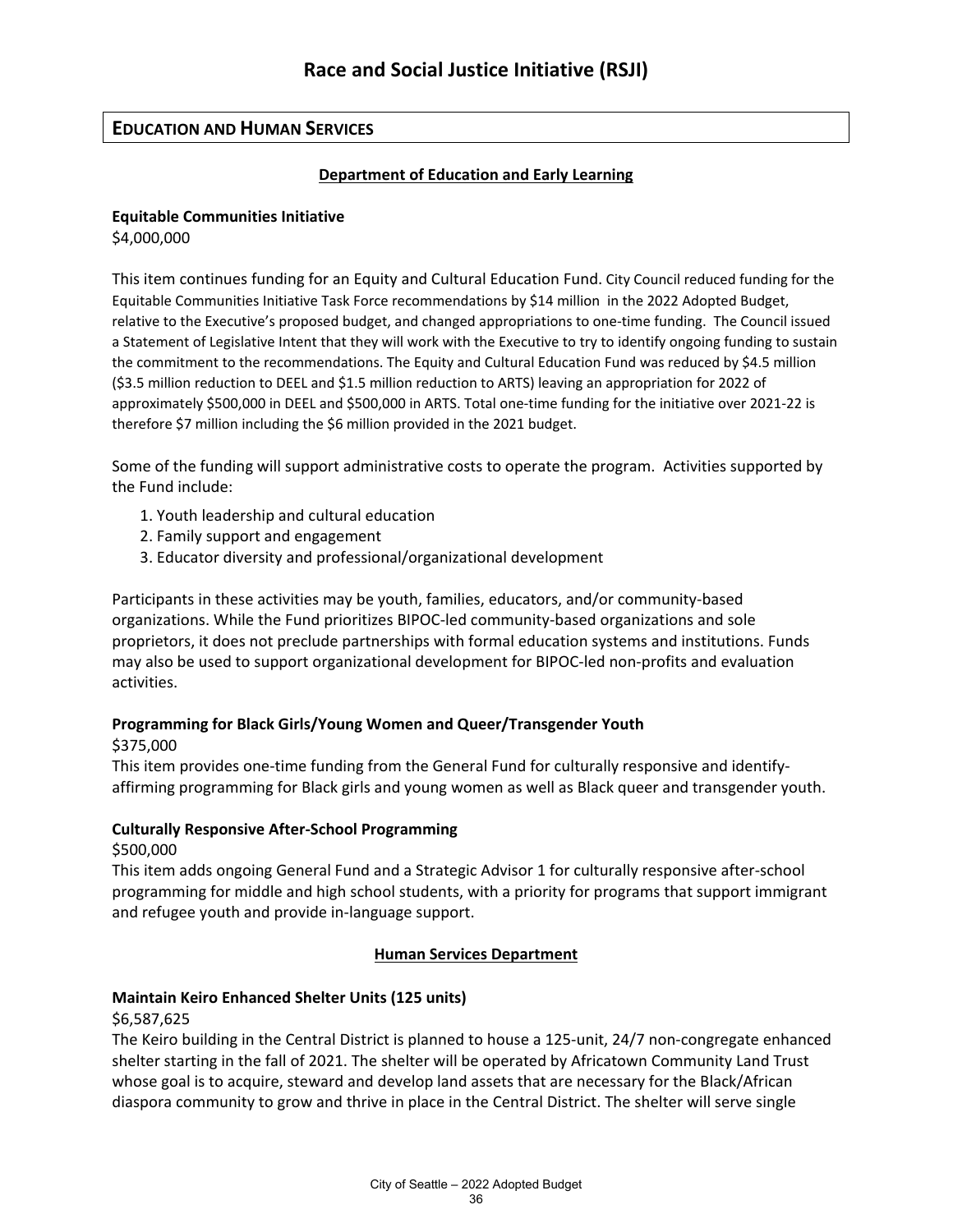# Race and Social Justice Initiative (RSJI)

## EDUCATION AND HUMAN SERVICES

### Department of Education and Early Learning

**Equitable Communities Initiative**

$4,000,000

This item continues funding for an Equity and Cultural Education Fund. City Council reduced funding for the Equitable Communities Initiative Task Force recommendations by $14 million in the 2022 Adopted Budget, relative to the Executive's proposed budget, and changed appropriations to one-time funding. The Council issued a Statement of Legislative Intent that they will work with the Executive to try to identify ongoing funding to sustain the commitment to the recommendations. The Equity and Cultural Education Fund was reduced by $4.5 million ($3.5 million reduction to DEEL and $1.5 million reduction to ARTS) leaving an appropriation for 2022 of approximately $500,000 in DEEL and $500,000 in ARTS. Total one-time funding for the initiative over 2021-22 is therefore $7 million including the $6 million provided in the 2021 budget.

Some of the funding will support administrative costs to operate the program. Activities supported by the Fund include:

1. Youth leadership and cultural education
2. Family support and engagement
3. Educator diversity and professional/organizational development

Participants in these activities may be youth, families, educators, and/or community-based organizations. While the Fund prioritizes BIPOC-led community-based organizations and sole proprietors, it does not preclude partnerships with formal education systems and institutions. Funds may also be used to support organizational development for BIPOC-led non-profits and evaluation activities.

**Programming for Black Girls/Young Women and Queer/Transgender Youth**

$375,000

This item provides one-time funding from the General Fund for culturally responsive and identify-affirming programming for Black girls and young women as well as Black queer and transgender youth.

**Culturally Responsive After-School Programming**

$500,000

This item adds ongoing General Fund and a Strategic Advisor 1 for culturally responsive after-school programming for middle and high school students, with a priority for programs that support immigrant and refugee youth and provide in-language support.

### Human Services Department

**Maintain Keiro Enhanced Shelter Units (125 units)**

$6,587,625

The Keiro building in the Central District is planned to house a 125-unit, 24/7 non-congregate enhanced shelter starting in the fall of 2021. The shelter will be operated by Africatown Community Land Trust whose goal is to acquire, steward and develop land assets that are necessary for the Black/African diaspora community to grow and thrive in place in the Central District. The shelter will serve single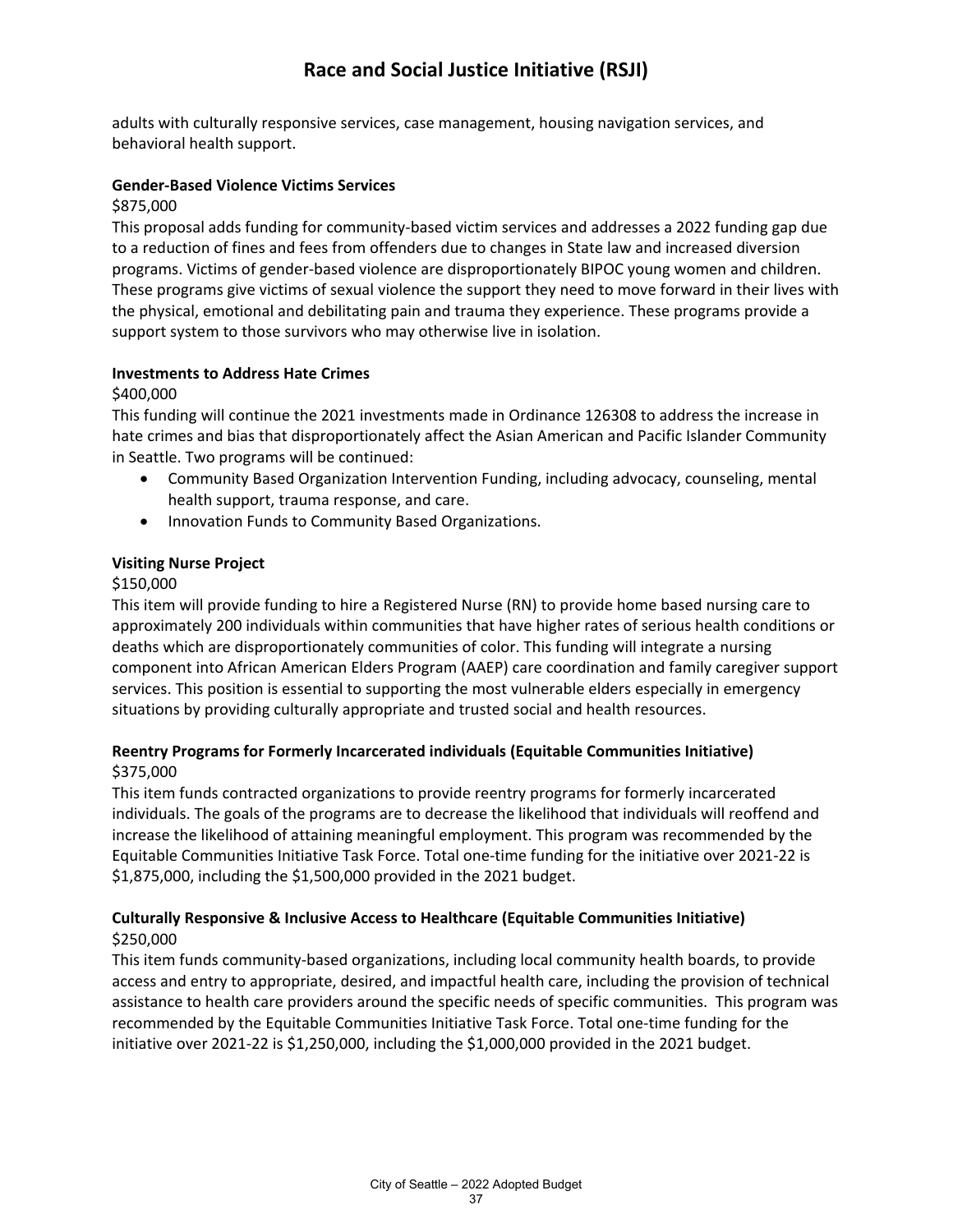adults with culturally responsive services, case management, housing navigation services, and behavioral health support.

**Gender-Based Violence Victims Services**

$875,000

This proposal adds funding for community-based victim services and addresses a 2022 funding gap due to a reduction of fines and fees from offenders due to changes in State law and increased diversion programs. Victims of gender-based violence are disproportionately BIPOC young women and children. These programs give victims of sexual violence the support they need to move forward in their lives with the physical, emotional and debilitating pain and trauma they experience. These programs provide a support system to those survivors who may otherwise live in isolation.

**Investments to Address Hate Crimes**

$400,000

This funding will continue the 2021 investments made in Ordinance 126308 to address the increase in hate crimes and bias that disproportionately affect the Asian American and Pacific Islander Community in Seattle. Two programs will be continued:

- Community Based Organization Intervention Funding, including advocacy, counseling, mental health support, trauma response, and care.
- Innovation Funds to Community Based Organizations.

**Visiting Nurse Project**

$150,000

This item will provide funding to hire a Registered Nurse (RN) to provide home based nursing care to approximately 200 individuals within communities that have higher rates of serious health conditions or deaths which are disproportionately communities of color. This funding will integrate a nursing component into African American Elders Program (AAEP) care coordination and family caregiver support services. This position is essential to supporting the most vulnerable elders especially in emergency situations by providing culturally appropriate and trusted social and health resources.

**Reentry Programs for Formerly Incarcerated individuals (Equitable Communities Initiative)**

$375,000

This item funds contracted organizations to provide reentry programs for formerly incarcerated individuals. The goals of the programs are to decrease the likelihood that individuals will reoffend and increase the likelihood of attaining meaningful employment. This program was recommended by the Equitable Communities Initiative Task Force. Total one-time funding for the initiative over 2021-22 is $1,875,000, including the $1,500,000 provided in the 2021 budget.

**Culturally Responsive & Inclusive Access to Healthcare (Equitable Communities Initiative)**

$250,000

This item funds community-based organizations, including local community health boards, to provide access and entry to appropriate, desired, and impactful health care, including the provision of technical assistance to health care providers around the specific needs of specific communities. This program was recommended by the Equitable Communities Initiative Task Force. Total one-time funding for the initiative over 2021-22 is $1,250,000, including the $1,000,000 provided in the 2021 budget.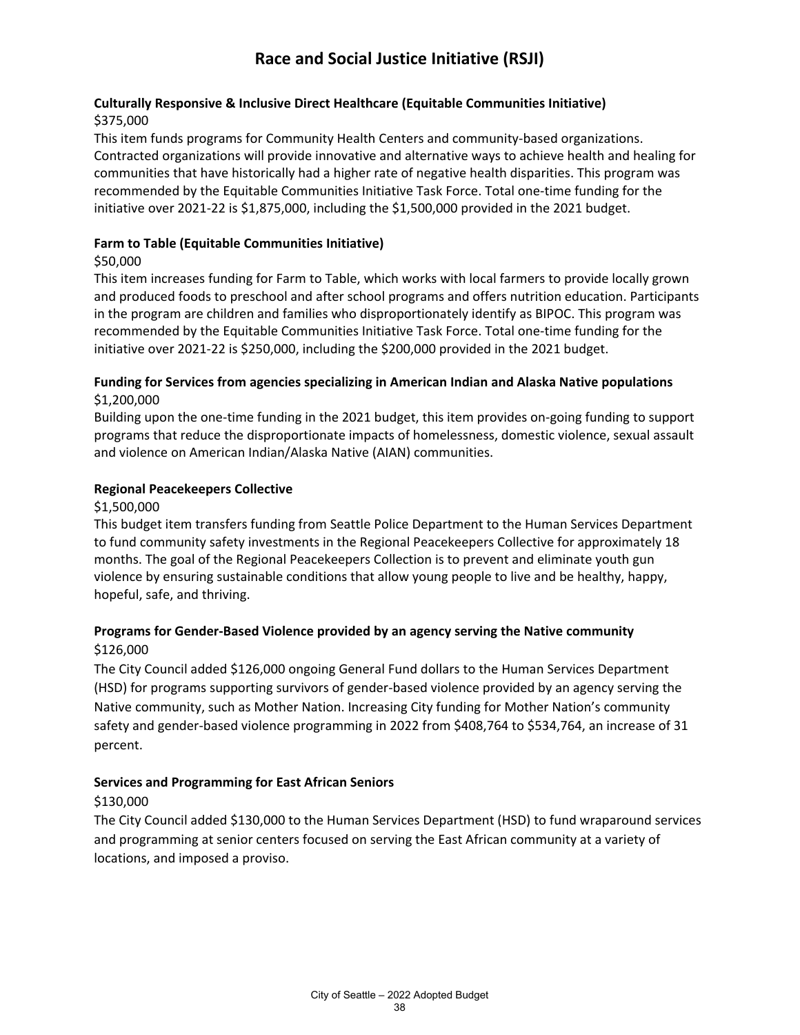# Race and Social Justice Initiative (RSJI)

**Culturally Responsive & Inclusive Direct Healthcare (Equitable Communities Initiative)**

$375,000

This item funds programs for Community Health Centers and community-based organizations. Contracted organizations will provide innovative and alternative ways to achieve health and healing for communities that have historically had a higher rate of negative health disparities. This program was recommended by the Equitable Communities Initiative Task Force. Total one-time funding for the initiative over 2021-22 is $1,875,000, including the $1,500,000 provided in the 2021 budget.

**Farm to Table (Equitable Communities Initiative)**

$50,000

This item increases funding for Farm to Table, which works with local farmers to provide locally grown and produced foods to preschool and after school programs and offers nutrition education. Participants in the program are children and families who disproportionately identify as BIPOC. This program was recommended by the Equitable Communities Initiative Task Force. Total one-time funding for the initiative over 2021-22 is $250,000, including the $200,000 provided in the 2021 budget.

**Funding for Services from agencies specializing in American Indian and Alaska Native populations**

$1,200,000

Building upon the one-time funding in the 2021 budget, this item provides on-going funding to support programs that reduce the disproportionate impacts of homelessness, domestic violence, sexual assault and violence on American Indian/Alaska Native (AIAN) communities.

**Regional Peacekeepers Collective**

$1,500,000

This budget item transfers funding from Seattle Police Department to the Human Services Department to fund community safety investments in the Regional Peacekeepers Collective for approximately 18 months. The goal of the Regional Peacekeepers Collection is to prevent and eliminate youth gun violence by ensuring sustainable conditions that allow young people to live and be healthy, happy, hopeful, safe, and thriving.

**Programs for Gender-Based Violence provided by an agency serving the Native community**

$126,000

The City Council added $126,000 ongoing General Fund dollars to the Human Services Department (HSD) for programs supporting survivors of gender-based violence provided by an agency serving the Native community, such as Mother Nation. Increasing City funding for Mother Nation's community safety and gender-based violence programming in 2022 from $408,764 to $534,764, an increase of 31 percent.

**Services and Programming for East African Seniors**

$130,000

The City Council added $130,000 to the Human Services Department (HSD) to fund wraparound services and programming at senior centers focused on serving the East African community at a variety of locations, and imposed a proviso.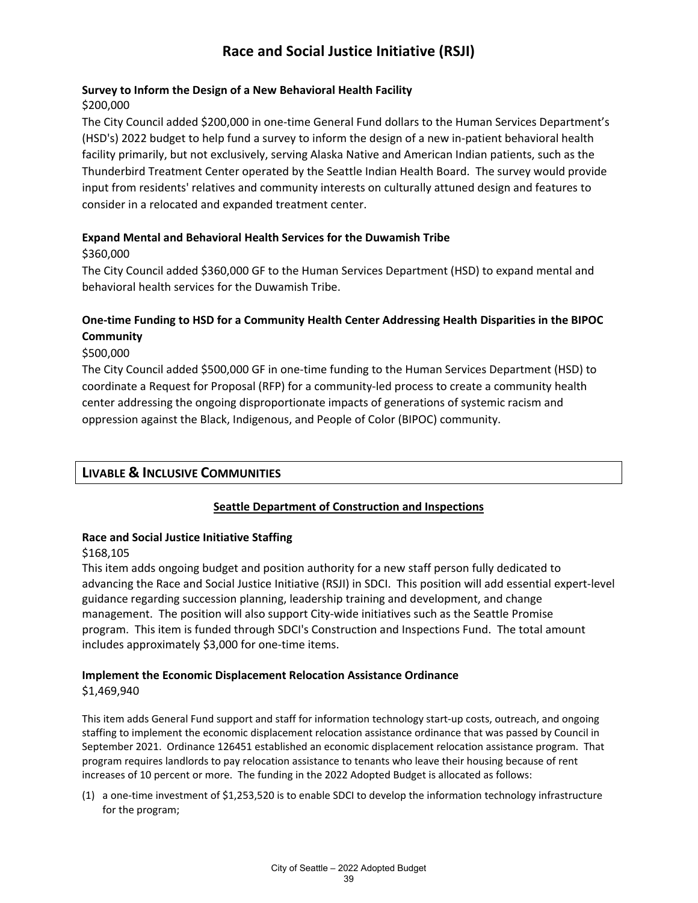# Race and Social Justice Initiative (RSJI)

**Survey to Inform the Design of a New Behavioral Health Facility**

$200,000

The City Council added $200,000 in one-time General Fund dollars to the Human Services Department's (HSD's) 2022 budget to help fund a survey to inform the design of a new in-patient behavioral health facility primarily, but not exclusively, serving Alaska Native and American Indian patients, such as the Thunderbird Treatment Center operated by the Seattle Indian Health Board. The survey would provide input from residents' relatives and community interests on culturally attuned design and features to consider in a relocated and expanded treatment center.

**Expand Mental and Behavioral Health Services for the Duwamish Tribe**

$360,000

The City Council added $360,000 GF to the Human Services Department (HSD) to expand mental and behavioral health services for the Duwamish Tribe.

**One-time Funding to HSD for a Community Health Center Addressing Health Disparities in the BIPOC Community**

$500,000

The City Council added $500,000 GF in one-time funding to the Human Services Department (HSD) to coordinate a Request for Proposal (RFP) for a community-led process to create a community health center addressing the ongoing disproportionate impacts of generations of systemic racism and oppression against the Black, Indigenous, and People of Color (BIPOC) community.

## LIVABLE & INCLUSIVE COMMUNITIES

### Seattle Department of Construction and Inspections

**Race and Social Justice Initiative Staffing**

$168,105

This item adds ongoing budget and position authority for a new staff person fully dedicated to advancing the Race and Social Justice Initiative (RSJI) in SDCI. This position will add essential expert-level guidance regarding succession planning, leadership training and development, and change management. The position will also support City-wide initiatives such as the Seattle Promise program. This item is funded through SDCI's Construction and Inspections Fund. The total amount includes approximately $3,000 for one-time items.

**Implement the Economic Displacement Relocation Assistance Ordinance**

$1,469,940

This item adds General Fund support and staff for information technology start-up costs, outreach, and ongoing staffing to implement the economic displacement relocation assistance ordinance that was passed by Council in September 2021. Ordinance 126451 established an economic displacement relocation assistance program. That program requires landlords to pay relocation assistance to tenants who leave their housing because of rent increases of 10 percent or more. The funding in the 2022 Adopted Budget is allocated as follows:

(1) a one-time investment of $1,253,520 is to enable SDCI to develop the information technology infrastructure for the program;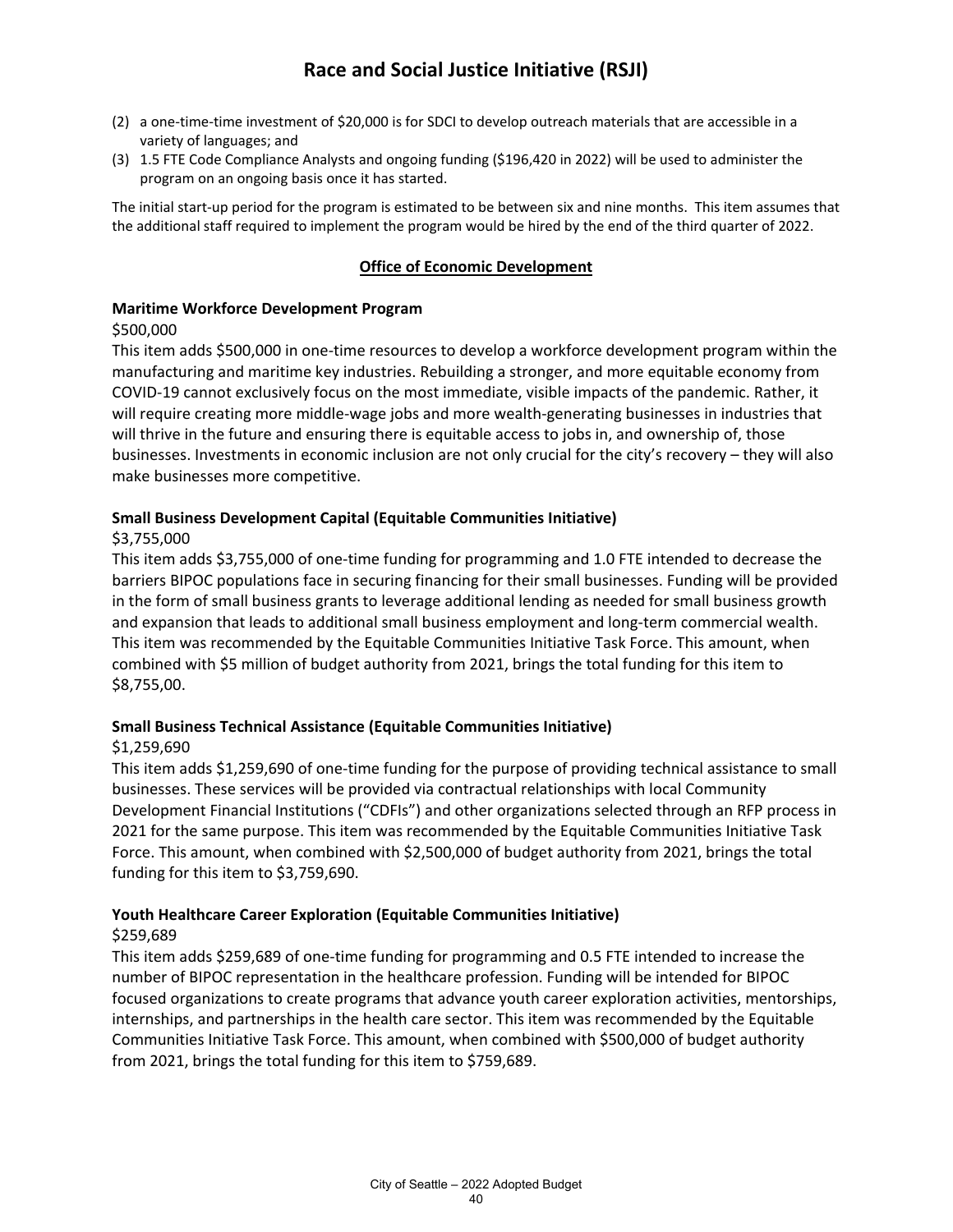(2) a one-time-time investment of $20,000 is for SDCI to develop outreach materials that are accessible in a variety of languages; and
(3) 1.5 FTE Code Compliance Analysts and ongoing funding ($196,420 in 2022) will be used to administer the program on an ongoing basis once it has started.

The initial start-up period for the program is estimated to be between six and nine months. This item assumes that the additional staff required to implement the program would be hired by the end of the third quarter of 2022.

## Office of Economic Development

**Maritime Workforce Development Program**

$500,000

This item adds $500,000 in one-time resources to develop a workforce development program within the manufacturing and maritime key industries. Rebuilding a stronger, and more equitable economy from COVID-19 cannot exclusively focus on the most immediate, visible impacts of the pandemic. Rather, it will require creating more middle-wage jobs and more wealth-generating businesses in industries that will thrive in the future and ensuring there is equitable access to jobs in, and ownership of, those businesses. Investments in economic inclusion are not only crucial for the city's recovery – they will also make businesses more competitive.

**Small Business Development Capital (Equitable Communities Initiative)**

$3,755,000

This item adds $3,755,000 of one-time funding for programming and 1.0 FTE intended to decrease the barriers BIPOC populations face in securing financing for their small businesses. Funding will be provided in the form of small business grants to leverage additional lending as needed for small business growth and expansion that leads to additional small business employment and long-term commercial wealth. This item was recommended by the Equitable Communities Initiative Task Force. This amount, when combined with $5 million of budget authority from 2021, brings the total funding for this item to $8,755,00.

**Small Business Technical Assistance (Equitable Communities Initiative)**

$1,259,690

This item adds $1,259,690 of one-time funding for the purpose of providing technical assistance to small businesses. These services will be provided via contractual relationships with local Community Development Financial Institutions ("CDFIs") and other organizations selected through an RFP process in 2021 for the same purpose. This item was recommended by the Equitable Communities Initiative Task Force. This amount, when combined with $2,500,000 of budget authority from 2021, brings the total funding for this item to $3,759,690.

**Youth Healthcare Career Exploration (Equitable Communities Initiative)**

$259,689

This item adds $259,689 of one-time funding for programming and 0.5 FTE intended to increase the number of BIPOC representation in the healthcare profession. Funding will be intended for BIPOC focused organizations to create programs that advance youth career exploration activities, mentorships, internships, and partnerships in the health care sector. This item was recommended by the Equitable Communities Initiative Task Force. This amount, when combined with $500,000 of budget authority from 2021, brings the total funding for this item to $759,689.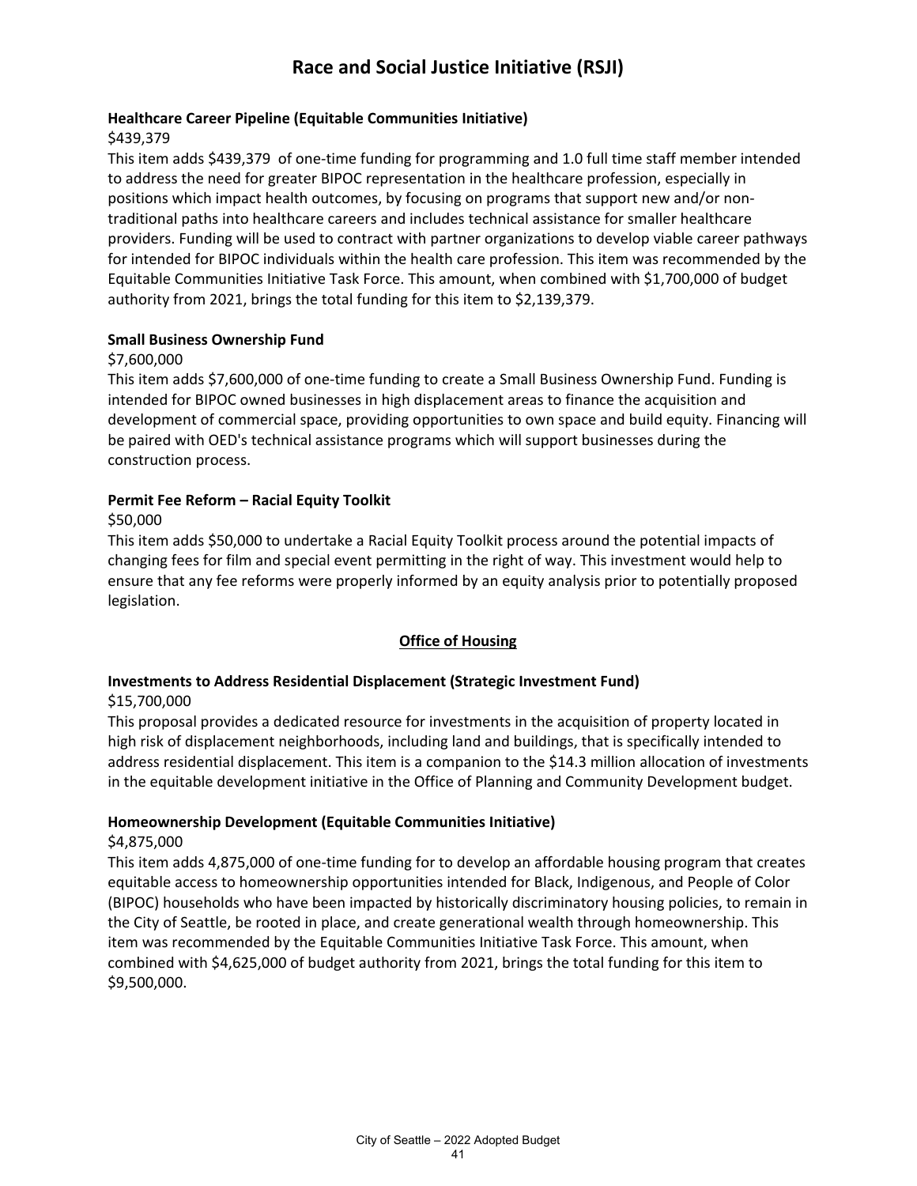# Race and Social Justice Initiative (RSJI)

**Healthcare Career Pipeline (Equitable Communities Initiative)**

$439,379

This item adds $439,379  of one-time funding for programming and 1.0 full time staff member intended to address the need for greater BIPOC representation in the healthcare profession, especially in positions which impact health outcomes, by focusing on programs that support new and/or non-traditional paths into healthcare careers and includes technical assistance for smaller healthcare providers. Funding will be used to contract with partner organizations to develop viable career pathways for intended for BIPOC individuals within the health care profession. This item was recommended by the Equitable Communities Initiative Task Force. This amount, when combined with $1,700,000 of budget authority from 2021, brings the total funding for this item to $2,139,379.

**Small Business Ownership Fund**

$7,600,000

This item adds $7,600,000 of one-time funding to create a Small Business Ownership Fund. Funding is intended for BIPOC owned businesses in high displacement areas to finance the acquisition and development of commercial space, providing opportunities to own space and build equity. Financing will be paired with OED's technical assistance programs which will support businesses during the construction process.

**Permit Fee Reform – Racial Equity Toolkit**

$50,000

This item adds $50,000 to undertake a Racial Equity Toolkit process around the potential impacts of changing fees for film and special event permitting in the right of way. This investment would help to ensure that any fee reforms were properly informed by an equity analysis prior to potentially proposed legislation.

## Office of Housing

**Investments to Address Residential Displacement (Strategic Investment Fund)**

$15,700,000

This proposal provides a dedicated resource for investments in the acquisition of property located in high risk of displacement neighborhoods, including land and buildings, that is specifically intended to address residential displacement. This item is a companion to the $14.3 million allocation of investments in the equitable development initiative in the Office of Planning and Community Development budget.

**Homeownership Development (Equitable Communities Initiative)**

$4,875,000

This item adds 4,875,000 of one-time funding for to develop an affordable housing program that creates equitable access to homeownership opportunities intended for Black, Indigenous, and People of Color (BIPOC) households who have been impacted by historically discriminatory housing policies, to remain in the City of Seattle, be rooted in place, and create generational wealth through homeownership. This item was recommended by the Equitable Communities Initiative Task Force. This amount, when combined with $4,625,000 of budget authority from 2021, brings the total funding for this item to $9,500,000.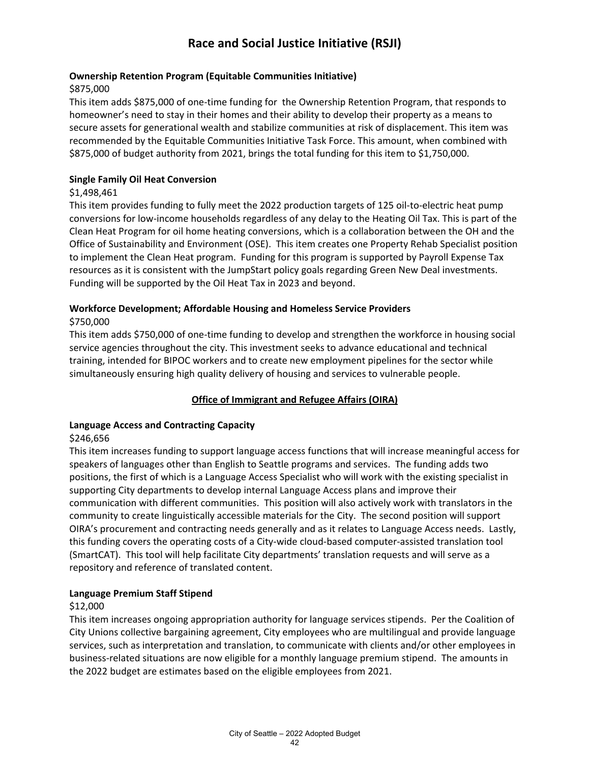# Race and Social Justice Initiative (RSJI)

**Ownership Retention Program (Equitable Communities Initiative)**

$875,000

This item adds $875,000 of one-time funding for the Ownership Retention Program, that responds to homeowner's need to stay in their homes and their ability to develop their property as a means to secure assets for generational wealth and stabilize communities at risk of displacement. This item was recommended by the Equitable Communities Initiative Task Force. This amount, when combined with $875,000 of budget authority from 2021, brings the total funding for this item to $1,750,000.

**Single Family Oil Heat Conversion**

$1,498,461

This item provides funding to fully meet the 2022 production targets of 125 oil-to-electric heat pump conversions for low-income households regardless of any delay to the Heating Oil Tax. This is part of the Clean Heat Program for oil home heating conversions, which is a collaboration between the OH and the Office of Sustainability and Environment (OSE). This item creates one Property Rehab Specialist position to implement the Clean Heat program. Funding for this program is supported by Payroll Expense Tax resources as it is consistent with the JumpStart policy goals regarding Green New Deal investments. Funding will be supported by the Oil Heat Tax in 2023 and beyond.

**Workforce Development; Affordable Housing and Homeless Service Providers**

$750,000

This item adds $750,000 of one-time funding to develop and strengthen the workforce in housing social service agencies throughout the city. This investment seeks to advance educational and technical training, intended for BIPOC workers and to create new employment pipelines for the sector while simultaneously ensuring high quality delivery of housing and services to vulnerable people.

## Office of Immigrant and Refugee Affairs (OIRA)

**Language Access and Contracting Capacity**

$246,656

This item increases funding to support language access functions that will increase meaningful access for speakers of languages other than English to Seattle programs and services. The funding adds two positions, the first of which is a Language Access Specialist who will work with the existing specialist in supporting City departments to develop internal Language Access plans and improve their communication with different communities. This position will also actively work with translators in the community to create linguistically accessible materials for the City. The second position will support OIRA's procurement and contracting needs generally and as it relates to Language Access needs. Lastly, this funding covers the operating costs of a City-wide cloud-based computer-assisted translation tool (SmartCAT). This tool will help facilitate City departments' translation requests and will serve as a repository and reference of translated content.

**Language Premium Staff Stipend**

$12,000

This item increases ongoing appropriation authority for language services stipends. Per the Coalition of City Unions collective bargaining agreement, City employees who are multilingual and provide language services, such as interpretation and translation, to communicate with clients and/or other employees in business-related situations are now eligible for a monthly language premium stipend. The amounts in the 2022 budget are estimates based on the eligible employees from 2021.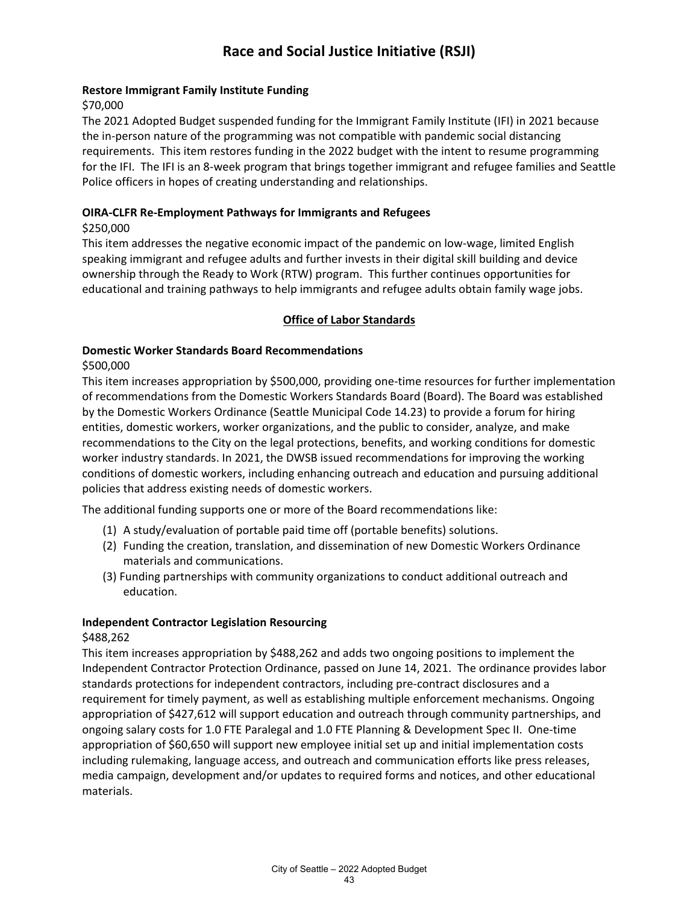# Race and Social Justice Initiative (RSJI)

**Restore Immigrant Family Institute Funding**

$70,000

The 2021 Adopted Budget suspended funding for the Immigrant Family Institute (IFI) in 2021 because the in-person nature of the programming was not compatible with pandemic social distancing requirements. This item restores funding in the 2022 budget with the intent to resume programming for the IFI. The IFI is an 8-week program that brings together immigrant and refugee families and Seattle Police officers in hopes of creating understanding and relationships.

**OIRA-CLFR Re-Employment Pathways for Immigrants and Refugees**

$250,000

This item addresses the negative economic impact of the pandemic on low-wage, limited English speaking immigrant and refugee adults and further invests in their digital skill building and device ownership through the Ready to Work (RTW) program. This further continues opportunities for educational and training pathways to help immigrants and refugee adults obtain family wage jobs.

## Office of Labor Standards

**Domestic Worker Standards Board Recommendations**

$500,000

This item increases appropriation by $500,000, providing one-time resources for further implementation of recommendations from the Domestic Workers Standards Board (Board). The Board was established by the Domestic Workers Ordinance (Seattle Municipal Code 14.23) to provide a forum for hiring entities, domestic workers, worker organizations, and the public to consider, analyze, and make recommendations to the City on the legal protections, benefits, and working conditions for domestic worker industry standards. In 2021, the DWSB issued recommendations for improving the working conditions of domestic workers, including enhancing outreach and education and pursuing additional policies that address existing needs of domestic workers.

The additional funding supports one or more of the Board recommendations like:

(1) A study/evaluation of portable paid time off (portable benefits) solutions.
(2) Funding the creation, translation, and dissemination of new Domestic Workers Ordinance materials and communications.
(3) Funding partnerships with community organizations to conduct additional outreach and education.

**Independent Contractor Legislation Resourcing**

$488,262

This item increases appropriation by $488,262 and adds two ongoing positions to implement the Independent Contractor Protection Ordinance, passed on June 14, 2021. The ordinance provides labor standards protections for independent contractors, including pre-contract disclosures and a requirement for timely payment, as well as establishing multiple enforcement mechanisms. Ongoing appropriation of $427,612 will support education and outreach through community partnerships, and ongoing salary costs for 1.0 FTE Paralegal and 1.0 FTE Planning & Development Spec II. One-time appropriation of $60,650 will support new employee initial set up and initial implementation costs including rulemaking, language access, and outreach and communication efforts like press releases, media campaign, development and/or updates to required forms and notices, and other educational materials.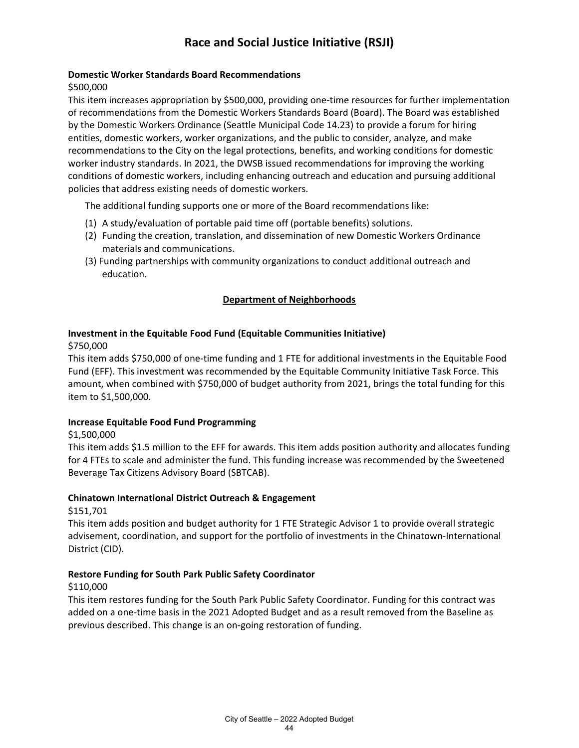# Race and Social Justice Initiative (RSJI)

**Domestic Worker Standards Board Recommendations**

$500,000

This item increases appropriation by $500,000, providing one-time resources for further implementation of recommendations from the Domestic Workers Standards Board (Board). The Board was established by the Domestic Workers Ordinance (Seattle Municipal Code 14.23) to provide a forum for hiring entities, domestic workers, worker organizations, and the public to consider, analyze, and make recommendations to the City on the legal protections, benefits, and working conditions for domestic worker industry standards. In 2021, the DWSB issued recommendations for improving the working conditions of domestic workers, including enhancing outreach and education and pursuing additional policies that address existing needs of domestic workers.

The additional funding supports one or more of the Board recommendations like:

(1) A study/evaluation of portable paid time off (portable benefits) solutions.
(2) Funding the creation, translation, and dissemination of new Domestic Workers Ordinance materials and communications.
(3) Funding partnerships with community organizations to conduct additional outreach and education.

## Department of Neighborhoods

**Investment in the Equitable Food Fund (Equitable Communities Initiative)**

$750,000

This item adds $750,000 of one-time funding and 1 FTE for additional investments in the Equitable Food Fund (EFF). This investment was recommended by the Equitable Community Initiative Task Force. This amount, when combined with $750,000 of budget authority from 2021, brings the total funding for this item to $1,500,000.

**Increase Equitable Food Fund Programming**

$1,500,000

This item adds $1.5 million to the EFF for awards. This item adds position authority and allocates funding for 4 FTEs to scale and administer the fund. This funding increase was recommended by the Sweetened Beverage Tax Citizens Advisory Board (SBTCAB).

**Chinatown International District Outreach & Engagement**

$151,701

This item adds position and budget authority for 1 FTE Strategic Advisor 1 to provide overall strategic advisement, coordination, and support for the portfolio of investments in the Chinatown-International District (CID).

**Restore Funding for South Park Public Safety Coordinator**

$110,000

This item restores funding for the South Park Public Safety Coordinator. Funding for this contract was added on a one-time basis in the 2021 Adopted Budget and as a result removed from the Baseline as previous described. This change is an on-going restoration of funding.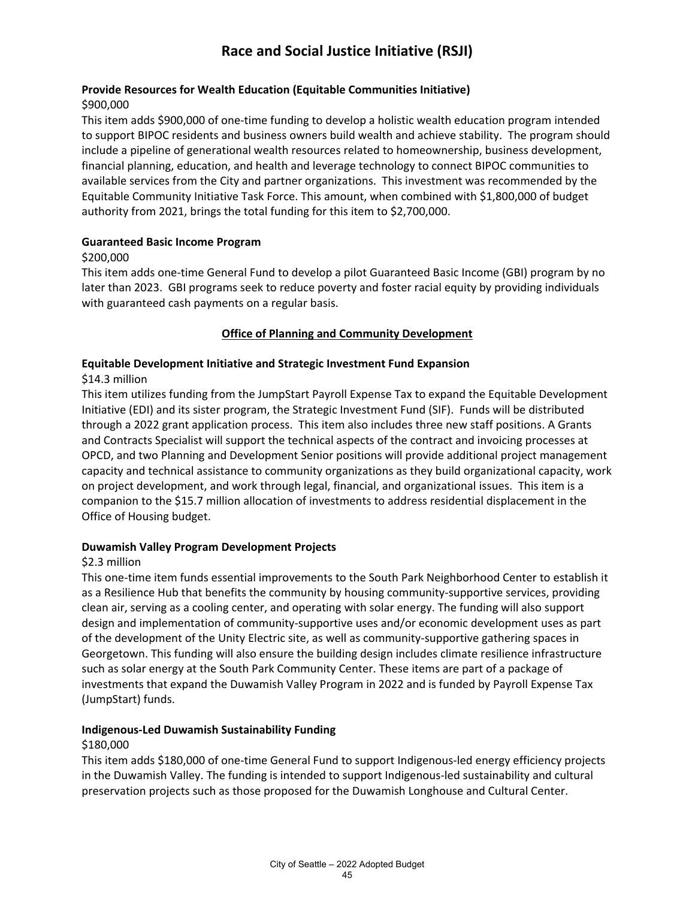# Race and Social Justice Initiative (RSJI)

**Provide Resources for Wealth Education (Equitable Communities Initiative)**

$900,000

This item adds $900,000 of one-time funding to develop a holistic wealth education program intended to support BIPOC residents and business owners build wealth and achieve stability. The program should include a pipeline of generational wealth resources related to homeownership, business development, financial planning, education, and health and leverage technology to connect BIPOC communities to available services from the City and partner organizations. This investment was recommended by the Equitable Community Initiative Task Force. This amount, when combined with $1,800,000 of budget authority from 2021, brings the total funding for this item to $2,700,000.

**Guaranteed Basic Income Program**

$200,000

This item adds one-time General Fund to develop a pilot Guaranteed Basic Income (GBI) program by no later than 2023. GBI programs seek to reduce poverty and foster racial equity by providing individuals with guaranteed cash payments on a regular basis.

## Office of Planning and Community Development

**Equitable Development Initiative and Strategic Investment Fund Expansion**

$14.3 million

This item utilizes funding from the JumpStart Payroll Expense Tax to expand the Equitable Development Initiative (EDI) and its sister program, the Strategic Investment Fund (SIF). Funds will be distributed through a 2022 grant application process. This item also includes three new staff positions. A Grants and Contracts Specialist will support the technical aspects of the contract and invoicing processes at OPCD, and two Planning and Development Senior positions will provide additional project management capacity and technical assistance to community organizations as they build organizational capacity, work on project development, and work through legal, financial, and organizational issues. This item is a companion to the $15.7 million allocation of investments to address residential displacement in the Office of Housing budget.

**Duwamish Valley Program Development Projects**

$2.3 million

This one-time item funds essential improvements to the South Park Neighborhood Center to establish it as a Resilience Hub that benefits the community by housing community-supportive services, providing clean air, serving as a cooling center, and operating with solar energy. The funding will also support design and implementation of community-supportive uses and/or economic development uses as part of the development of the Unity Electric site, as well as community-supportive gathering spaces in Georgetown. This funding will also ensure the building design includes climate resilience infrastructure such as solar energy at the South Park Community Center. These items are part of a package of investments that expand the Duwamish Valley Program in 2022 and is funded by Payroll Expense Tax (JumpStart) funds.

**Indigenous-Led Duwamish Sustainability Funding**

$180,000

This item adds $180,000 of one-time General Fund to support Indigenous-led energy efficiency projects in the Duwamish Valley. The funding is intended to support Indigenous-led sustainability and cultural preservation projects such as those proposed for the Duwamish Longhouse and Cultural Center.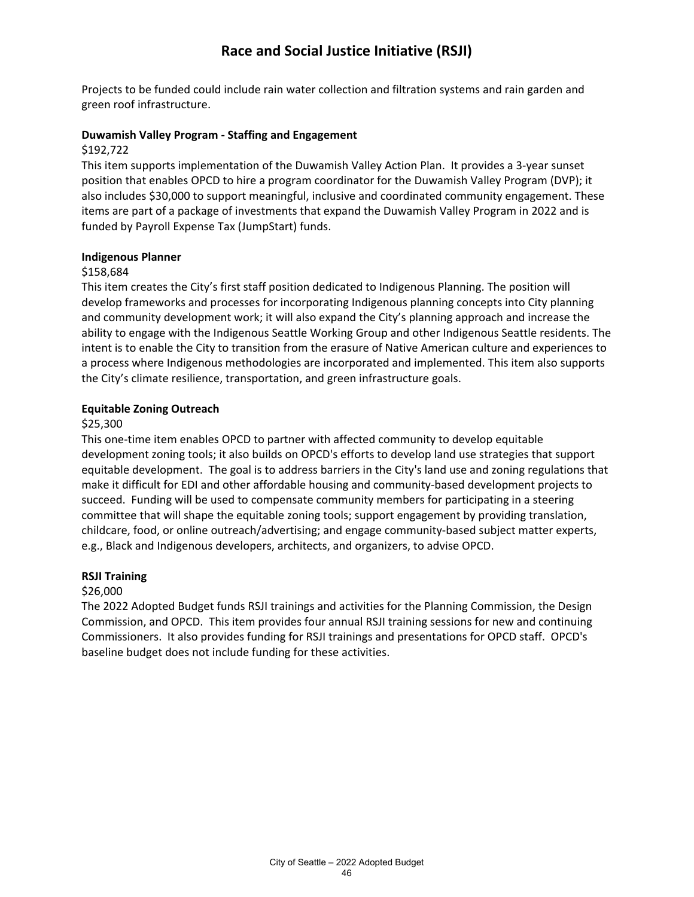# Race and Social Justice Initiative (RSJI)

Projects to be funded could include rain water collection and filtration systems and rain garden and green roof infrastructure.

**Duwamish Valley Program - Staffing and Engagement**

$192,722

This item supports implementation of the Duwamish Valley Action Plan. It provides a 3-year sunset position that enables OPCD to hire a program coordinator for the Duwamish Valley Program (DVP); it also includes $30,000 to support meaningful, inclusive and coordinated community engagement. These items are part of a package of investments that expand the Duwamish Valley Program in 2022 and is funded by Payroll Expense Tax (JumpStart) funds.

**Indigenous Planner**

$158,684

This item creates the City's first staff position dedicated to Indigenous Planning. The position will develop frameworks and processes for incorporating Indigenous planning concepts into City planning and community development work; it will also expand the City's planning approach and increase the ability to engage with the Indigenous Seattle Working Group and other Indigenous Seattle residents. The intent is to enable the City to transition from the erasure of Native American culture and experiences to a process where Indigenous methodologies are incorporated and implemented. This item also supports the City's climate resilience, transportation, and green infrastructure goals.

**Equitable Zoning Outreach**

$25,300

This one-time item enables OPCD to partner with affected community to develop equitable development zoning tools; it also builds on OPCD's efforts to develop land use strategies that support equitable development. The goal is to address barriers in the City's land use and zoning regulations that make it difficult for EDI and other affordable housing and community-based development projects to succeed. Funding will be used to compensate community members for participating in a steering committee that will shape the equitable zoning tools; support engagement by providing translation, childcare, food, or online outreach/advertising; and engage community-based subject matter experts, e.g., Black and Indigenous developers, architects, and organizers, to advise OPCD.

**RSJI Training**

$26,000

The 2022 Adopted Budget funds RSJI trainings and activities for the Planning Commission, the Design Commission, and OPCD. This item provides four annual RSJI training sessions for new and continuing Commissioners. It also provides funding for RSJI trainings and presentations for OPCD staff. OPCD's baseline budget does not include funding for these activities.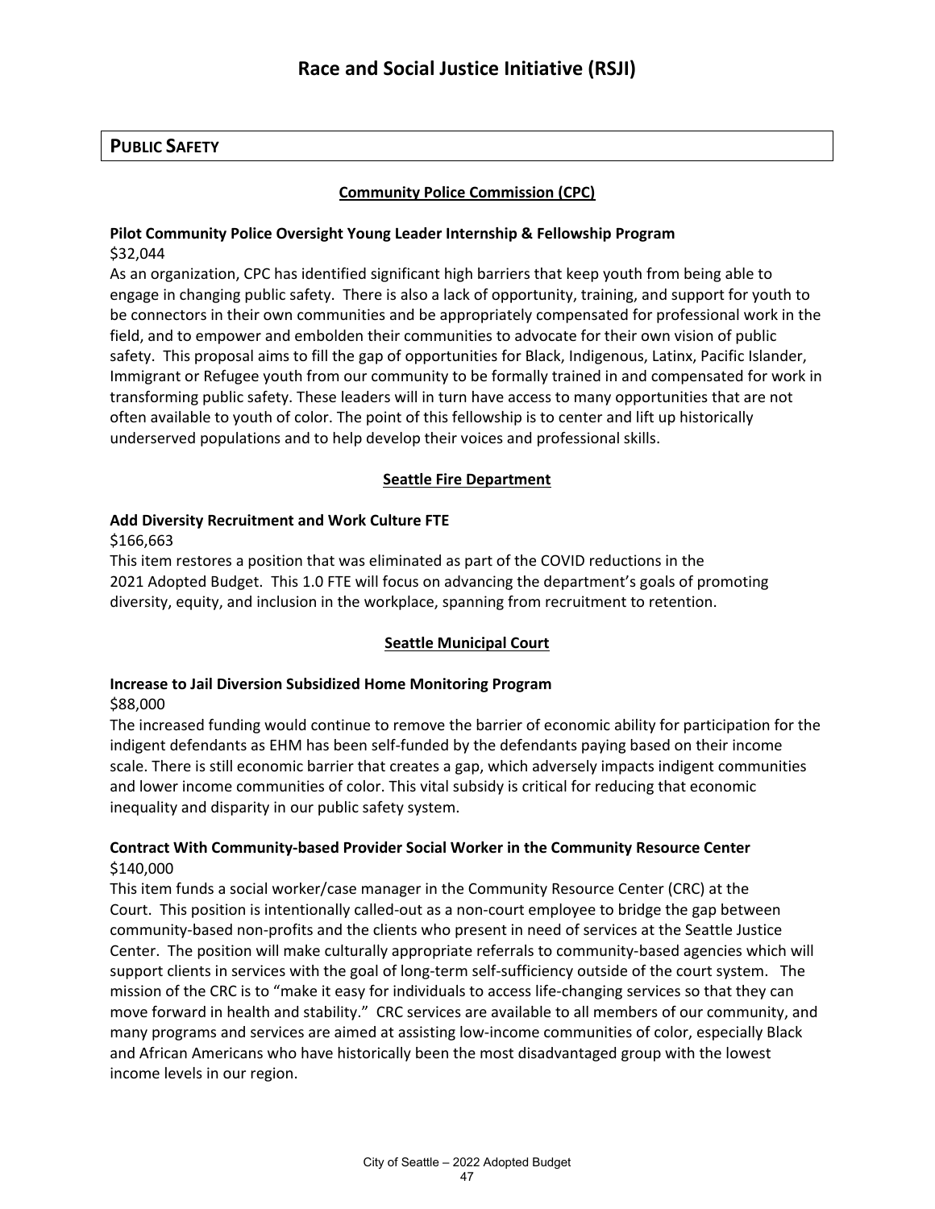# Race and Social Justice Initiative (RSJI)

## PUBLIC SAFETY

### Community Police Commission (CPC)

**Pilot Community Police Oversight Young Leader Internship & Fellowship Program**
$32,044
As an organization, CPC has identified significant high barriers that keep youth from being able to engage in changing public safety. There is also a lack of opportunity, training, and support for youth to be connectors in their own communities and be appropriately compensated for professional work in the field, and to empower and embolden their communities to advocate for their own vision of public safety. This proposal aims to fill the gap of opportunities for Black, Indigenous, Latinx, Pacific Islander, Immigrant or Refugee youth from our community to be formally trained in and compensated for work in transforming public safety. These leaders will in turn have access to many opportunities that are not often available to youth of color. The point of this fellowship is to center and lift up historically underserved populations and to help develop their voices and professional skills.

### Seattle Fire Department

**Add Diversity Recruitment and Work Culture FTE**
$166,663
This item restores a position that was eliminated as part of the COVID reductions in the 2021 Adopted Budget. This 1.0 FTE will focus on advancing the department's goals of promoting diversity, equity, and inclusion in the workplace, spanning from recruitment to retention.

### Seattle Municipal Court

**Increase to Jail Diversion Subsidized Home Monitoring Program**
$88,000
The increased funding would continue to remove the barrier of economic ability for participation for the indigent defendants as EHM has been self-funded by the defendants paying based on their income scale. There is still economic barrier that creates a gap, which adversely impacts indigent communities and lower income communities of color. This vital subsidy is critical for reducing that economic inequality and disparity in our public safety system.

**Contract With Community-based Provider Social Worker in the Community Resource Center**
$140,000
This item funds a social worker/case manager in the Community Resource Center (CRC) at the Court. This position is intentionally called-out as a non-court employee to bridge the gap between community-based non-profits and the clients who present in need of services at the Seattle Justice Center. The position will make culturally appropriate referrals to community-based agencies which will support clients in services with the goal of long-term self-sufficiency outside of the court system. The mission of the CRC is to "make it easy for individuals to access life-changing services so that they can move forward in health and stability." CRC services are available to all members of our community, and many programs and services are aimed at assisting low-income communities of color, especially Black and African Americans who have historically been the most disadvantaged group with the lowest income levels in our region.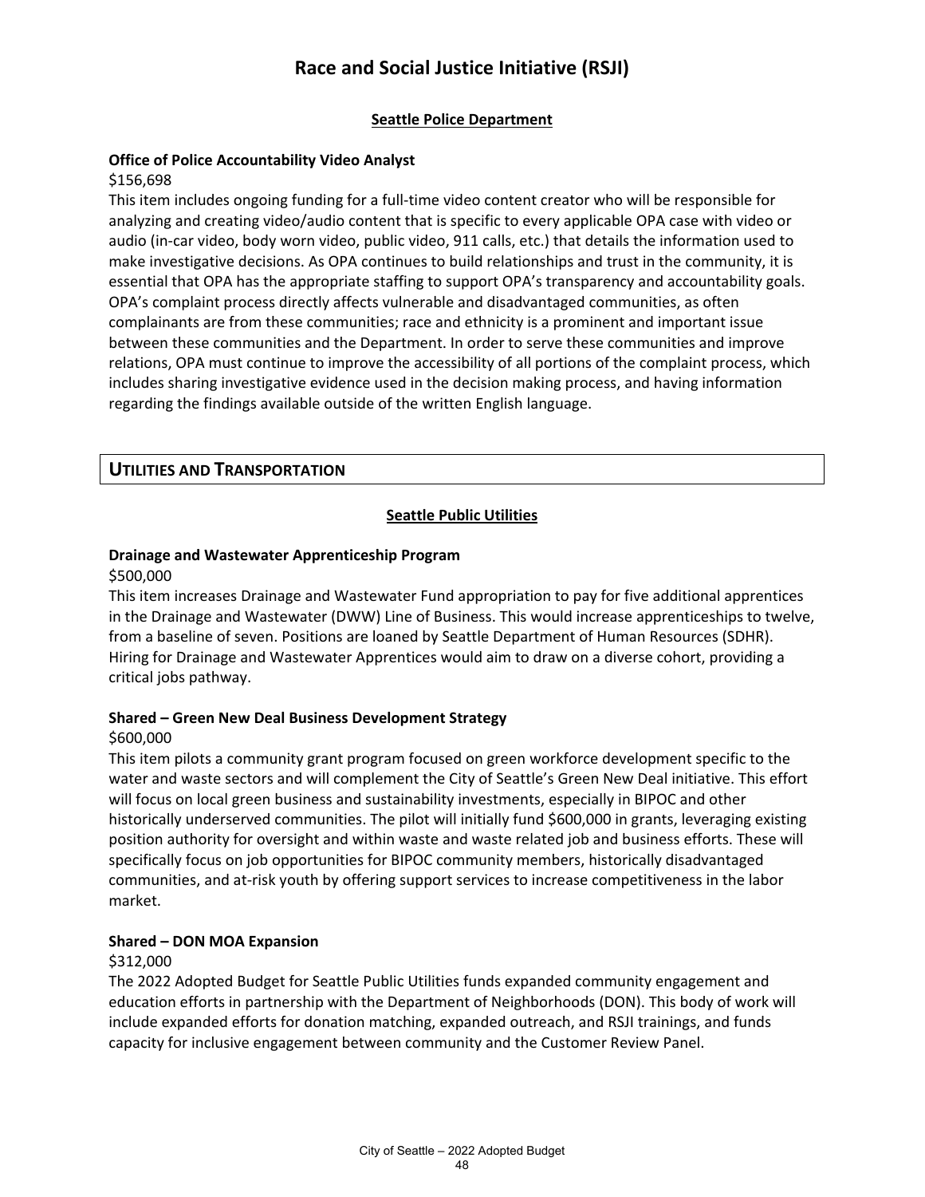# Race and Social Justice Initiative (RSJI)

### Seattle Police Department

**Office of Police Accountability Video Analyst**

$156,698

This item includes ongoing funding for a full-time video content creator who will be responsible for analyzing and creating video/audio content that is specific to every applicable OPA case with video or audio (in-car video, body worn video, public video, 911 calls, etc.) that details the information used to make investigative decisions. As OPA continues to build relationships and trust in the community, it is essential that OPA has the appropriate staffing to support OPA's transparency and accountability goals. OPA's complaint process directly affects vulnerable and disadvantaged communities, as often complainants are from these communities; race and ethnicity is a prominent and important issue between these communities and the Department. In order to serve these communities and improve relations, OPA must continue to improve the accessibility of all portions of the complaint process, which includes sharing investigative evidence used in the decision making process, and having information regarding the findings available outside of the written English language.

## UTILITIES AND TRANSPORTATION

### Seattle Public Utilities

**Drainage and Wastewater Apprenticeship Program**

$500,000

This item increases Drainage and Wastewater Fund appropriation to pay for five additional apprentices in the Drainage and Wastewater (DWW) Line of Business. This would increase apprenticeships to twelve, from a baseline of seven. Positions are loaned by Seattle Department of Human Resources (SDHR). Hiring for Drainage and Wastewater Apprentices would aim to draw on a diverse cohort, providing a critical jobs pathway.

**Shared – Green New Deal Business Development Strategy**

$600,000

This item pilots a community grant program focused on green workforce development specific to the water and waste sectors and will complement the City of Seattle's Green New Deal initiative. This effort will focus on local green business and sustainability investments, especially in BIPOC and other historically underserved communities. The pilot will initially fund $600,000 in grants, leveraging existing position authority for oversight and within waste and waste related job and business efforts. These will specifically focus on job opportunities for BIPOC community members, historically disadvantaged communities, and at-risk youth by offering support services to increase competitiveness in the labor market.

**Shared – DON MOA Expansion**

$312,000

The 2022 Adopted Budget for Seattle Public Utilities funds expanded community engagement and education efforts in partnership with the Department of Neighborhoods (DON). This body of work will include expanded efforts for donation matching, expanded outreach, and RSJI trainings, and funds capacity for inclusive engagement between community and the Customer Review Panel.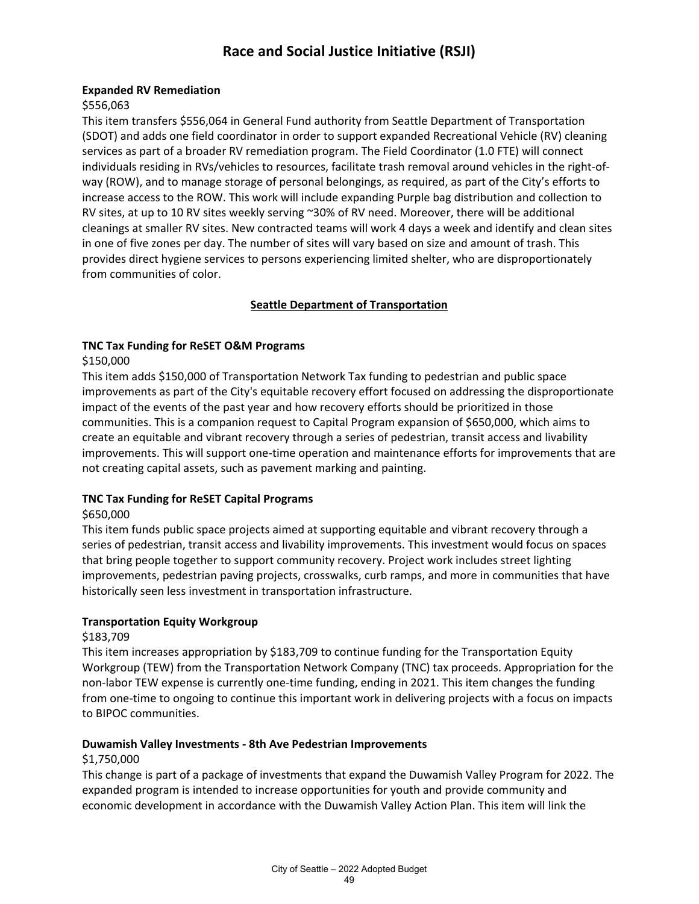# Race and Social Justice Initiative (RSJI)

**Expanded RV Remediation**

$556,063

This item transfers $556,064 in General Fund authority from Seattle Department of Transportation (SDOT) and adds one field coordinator in order to support expanded Recreational Vehicle (RV) cleaning services as part of a broader RV remediation program. The Field Coordinator (1.0 FTE) will connect individuals residing in RVs/vehicles to resources, facilitate trash removal around vehicles in the right-of-way (ROW), and to manage storage of personal belongings, as required, as part of the City's efforts to increase access to the ROW. This work will include expanding Purple bag distribution and collection to RV sites, at up to 10 RV sites weekly serving ~30% of RV need. Moreover, there will be additional cleanings at smaller RV sites. New contracted teams will work 4 days a week and identify and clean sites in one of five zones per day. The number of sites will vary based on size and amount of trash. This provides direct hygiene services to persons experiencing limited shelter, who are disproportionately from communities of color.

## Seattle Department of Transportation

**TNC Tax Funding for ReSET O&M Programs**

$150,000

This item adds $150,000 of Transportation Network Tax funding to pedestrian and public space improvements as part of the City's equitable recovery effort focused on addressing the disproportionate impact of the events of the past year and how recovery efforts should be prioritized in those communities. This is a companion request to Capital Program expansion of $650,000, which aims to create an equitable and vibrant recovery through a series of pedestrian, transit access and livability improvements. This will support one-time operation and maintenance efforts for improvements that are not creating capital assets, such as pavement marking and painting.

**TNC Tax Funding for ReSET Capital Programs**

$650,000

This item funds public space projects aimed at supporting equitable and vibrant recovery through a series of pedestrian, transit access and livability improvements. This investment would focus on spaces that bring people together to support community recovery. Project work includes street lighting improvements, pedestrian paving projects, crosswalks, curb ramps, and more in communities that have historically seen less investment in transportation infrastructure.

**Transportation Equity Workgroup**

$183,709

This item increases appropriation by $183,709 to continue funding for the Transportation Equity Workgroup (TEW) from the Transportation Network Company (TNC) tax proceeds. Appropriation for the non-labor TEW expense is currently one-time funding, ending in 2021. This item changes the funding from one-time to ongoing to continue this important work in delivering projects with a focus on impacts to BIPOC communities.

**Duwamish Valley Investments - 8th Ave Pedestrian Improvements**

$1,750,000

This change is part of a package of investments that expand the Duwamish Valley Program for 2022. The expanded program is intended to increase opportunities for youth and provide community and economic development in accordance with the Duwamish Valley Action Plan. This item will link the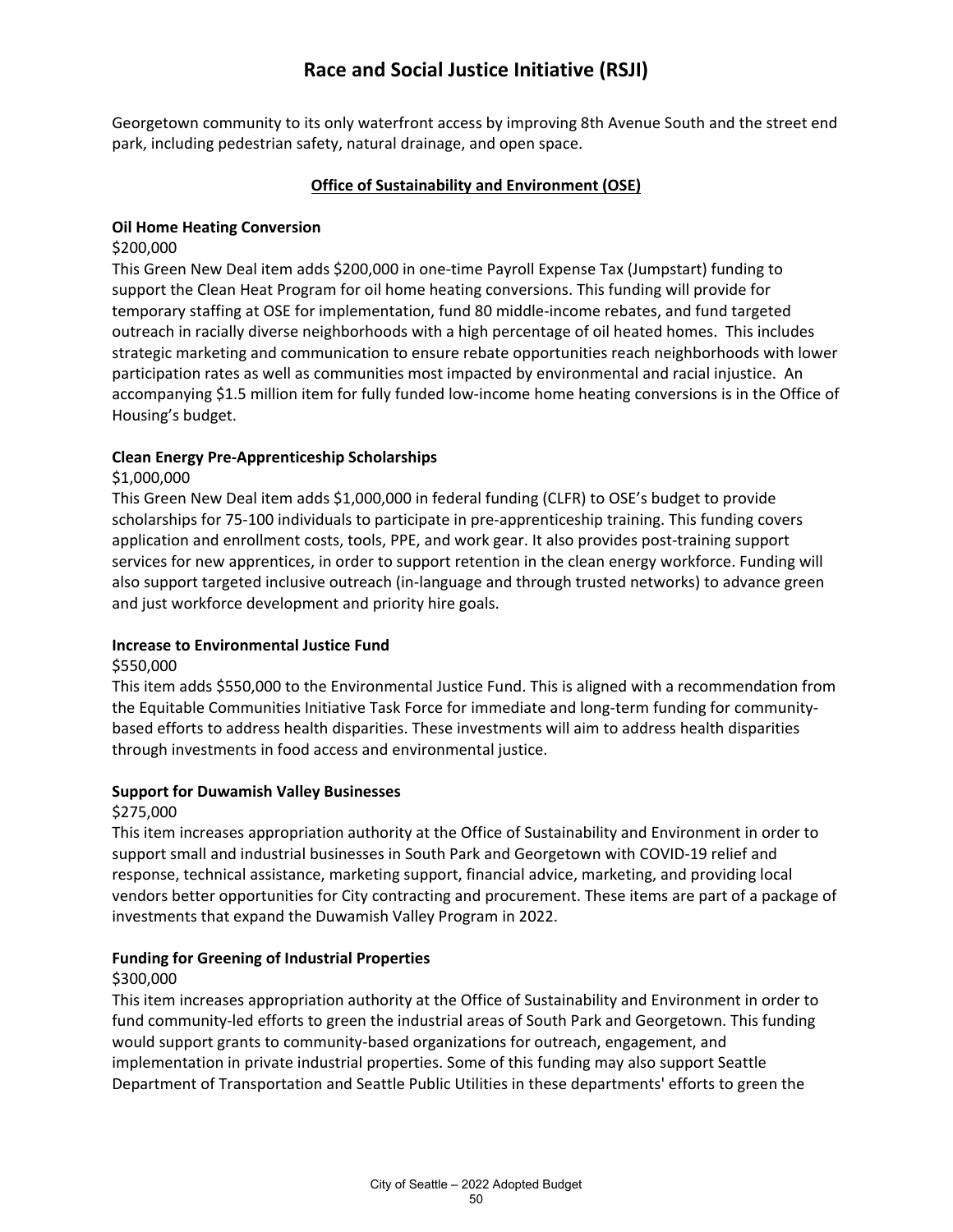Georgetown community to its only waterfront access by improving 8th Avenue South and the street end park, including pedestrian safety, natural drainage, and open space.

**Office of Sustainability and Environment (OSE)**

**Oil Home Heating Conversion**

$200,000

This Green New Deal item adds $200,000 in one-time Payroll Expense Tax (Jumpstart) funding to support the Clean Heat Program for oil home heating conversions. This funding will provide for temporary staffing at OSE for implementation, fund 80 middle-income rebates, and fund targeted outreach in racially diverse neighborhoods with a high percentage of oil heated homes. This includes strategic marketing and communication to ensure rebate opportunities reach neighborhoods with lower participation rates as well as communities most impacted by environmental and racial injustice. An accompanying $1.5 million item for fully funded low-income home heating conversions is in the Office of Housing's budget.

**Clean Energy Pre-Apprenticeship Scholarships**

$1,000,000

This Green New Deal item adds $1,000,000 in federal funding (CLFR) to OSE's budget to provide scholarships for 75-100 individuals to participate in pre-apprenticeship training. This funding covers application and enrollment costs, tools, PPE, and work gear. It also provides post-training support services for new apprentices, in order to support retention in the clean energy workforce. Funding will also support targeted inclusive outreach (in-language and through trusted networks) to advance green and just workforce development and priority hire goals.

**Increase to Environmental Justice Fund**

$550,000

This item adds $550,000 to the Environmental Justice Fund. This is aligned with a recommendation from the Equitable Communities Initiative Task Force for immediate and long-term funding for community-based efforts to address health disparities. These investments will aim to address health disparities through investments in food access and environmental justice.

**Support for Duwamish Valley Businesses**

$275,000

This item increases appropriation authority at the Office of Sustainability and Environment in order to support small and industrial businesses in South Park and Georgetown with COVID-19 relief and response, technical assistance, marketing support, financial advice, marketing, and providing local vendors better opportunities for City contracting and procurement. These items are part of a package of investments that expand the Duwamish Valley Program in 2022.

**Funding for Greening of Industrial Properties**

$300,000

This item increases appropriation authority at the Office of Sustainability and Environment in order to fund community-led efforts to green the industrial areas of South Park and Georgetown. This funding would support grants to community-based organizations for outreach, engagement, and implementation in private industrial properties. Some of this funding may also support Seattle Department of Transportation and Seattle Public Utilities in these departments' efforts to green the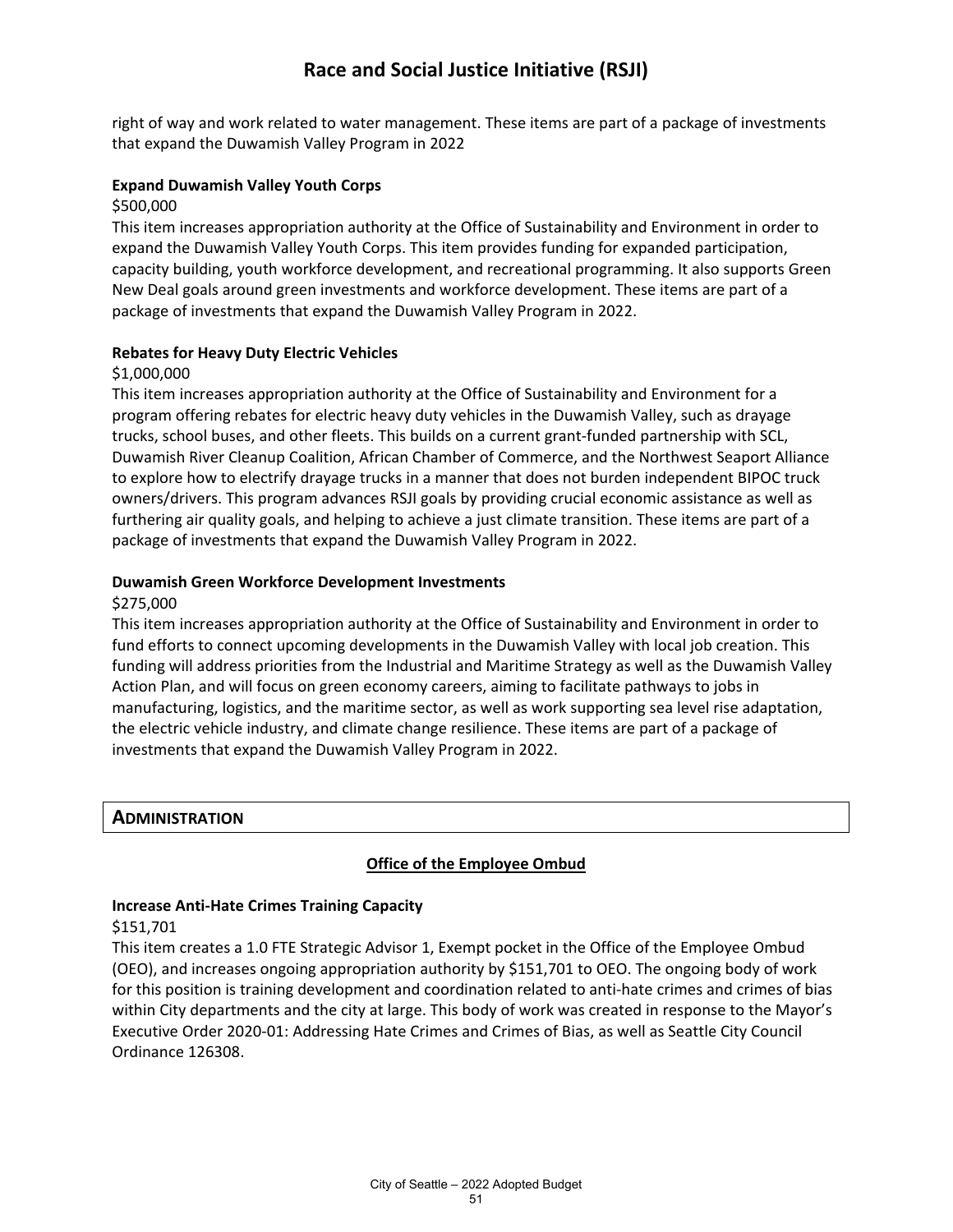right of way and work related to water management. These items are part of a package of investments that expand the Duwamish Valley Program in 2022

**Expand Duwamish Valley Youth Corps**

$500,000

This item increases appropriation authority at the Office of Sustainability and Environment in order to expand the Duwamish Valley Youth Corps. This item provides funding for expanded participation, capacity building, youth workforce development, and recreational programming. It also supports Green New Deal goals around green investments and workforce development. These items are part of a package of investments that expand the Duwamish Valley Program in 2022.

**Rebates for Heavy Duty Electric Vehicles**

$1,000,000

This item increases appropriation authority at the Office of Sustainability and Environment for a program offering rebates for electric heavy duty vehicles in the Duwamish Valley, such as drayage trucks, school buses, and other fleets. This builds on a current grant-funded partnership with SCL, Duwamish River Cleanup Coalition, African Chamber of Commerce, and the Northwest Seaport Alliance to explore how to electrify drayage trucks in a manner that does not burden independent BIPOC truck owners/drivers. This program advances RSJI goals by providing crucial economic assistance as well as furthering air quality goals, and helping to achieve a just climate transition. These items are part of a package of investments that expand the Duwamish Valley Program in 2022.

**Duwamish Green Workforce Development Investments**

$275,000

This item increases appropriation authority at the Office of Sustainability and Environment in order to fund efforts to connect upcoming developments in the Duwamish Valley with local job creation. This funding will address priorities from the Industrial and Maritime Strategy as well as the Duwamish Valley Action Plan, and will focus on green economy careers, aiming to facilitate pathways to jobs in manufacturing, logistics, and the maritime sector, as well as work supporting sea level rise adaptation, the electric vehicle industry, and climate change resilience. These items are part of a package of investments that expand the Duwamish Valley Program in 2022.

## ADMINISTRATION

### Office of the Employee Ombud

**Increase Anti-Hate Crimes Training Capacity**

$151,701

This item creates a 1.0 FTE Strategic Advisor 1, Exempt pocket in the Office of the Employee Ombud (OEO), and increases ongoing appropriation authority by $151,701 to OEO. The ongoing body of work for this position is training development and coordination related to anti-hate crimes and crimes of bias within City departments and the city at large. This body of work was created in response to the Mayor's Executive Order 2020-01: Addressing Hate Crimes and Crimes of Bias, as well as Seattle City Council Ordinance 126308.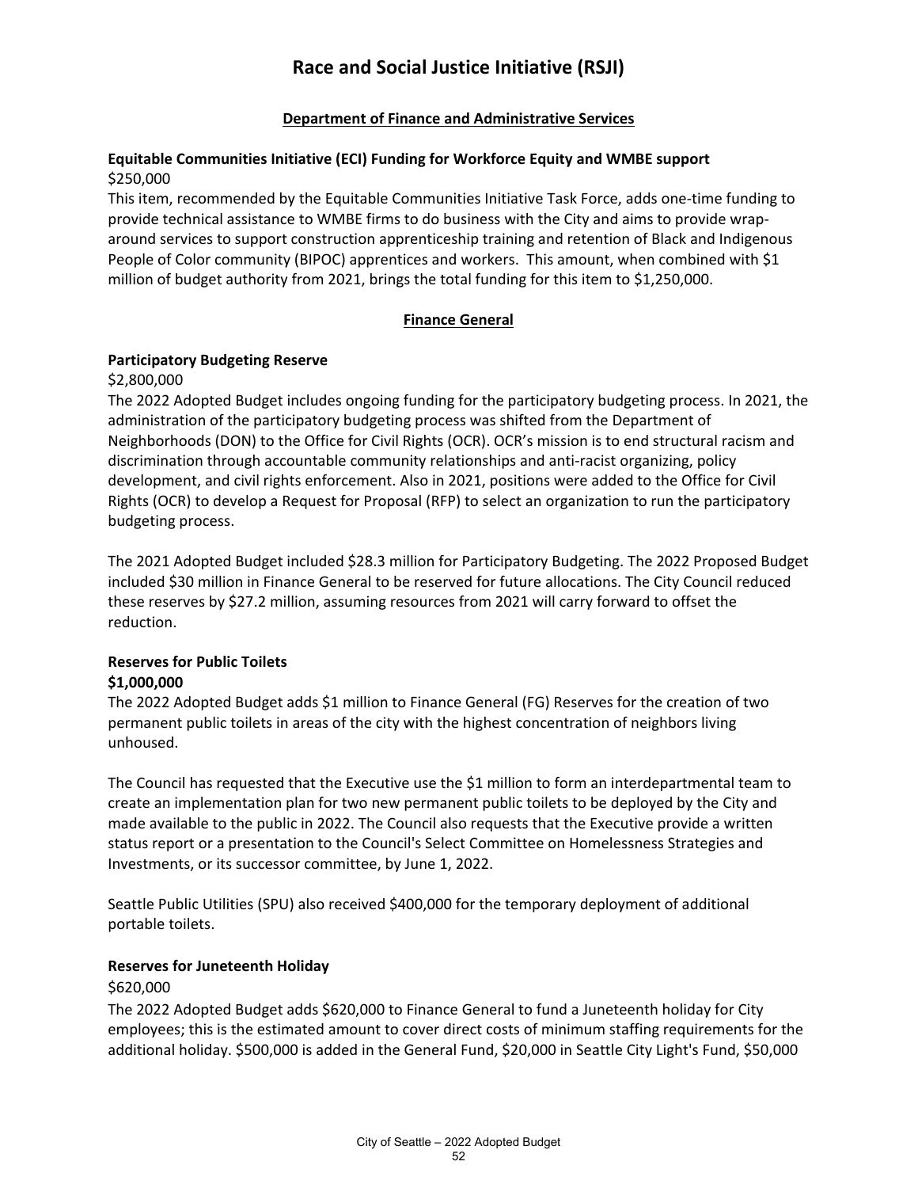# Race and Social Justice Initiative (RSJI)

## Department of Finance and Administrative Services

**Equitable Communities Initiative (ECI) Funding for Workforce Equity and WMBE support**

$250,000

This item, recommended by the Equitable Communities Initiative Task Force, adds one-time funding to provide technical assistance to WMBE firms to do business with the City and aims to provide wrap-around services to support construction apprenticeship training and retention of Black and Indigenous People of Color community (BIPOC) apprentices and workers. This amount, when combined with $1 million of budget authority from 2021, brings the total funding for this item to $1,250,000.

## Finance General

**Participatory Budgeting Reserve**

$2,800,000

The 2022 Adopted Budget includes ongoing funding for the participatory budgeting process. In 2021, the administration of the participatory budgeting process was shifted from the Department of Neighborhoods (DON) to the Office for Civil Rights (OCR). OCR's mission is to end structural racism and discrimination through accountable community relationships and anti-racist organizing, policy development, and civil rights enforcement. Also in 2021, positions were added to the Office for Civil Rights (OCR) to develop a Request for Proposal (RFP) to select an organization to run the participatory budgeting process.

The 2021 Adopted Budget included $28.3 million for Participatory Budgeting. The 2022 Proposed Budget included $30 million in Finance General to be reserved for future allocations. The City Council reduced these reserves by $27.2 million, assuming resources from 2021 will carry forward to offset the reduction.

**Reserves for Public Toilets**

**$1,000,000**

The 2022 Adopted Budget adds $1 million to Finance General (FG) Reserves for the creation of two permanent public toilets in areas of the city with the highest concentration of neighbors living unhoused.

The Council has requested that the Executive use the $1 million to form an interdepartmental team to create an implementation plan for two new permanent public toilets to be deployed by the City and made available to the public in 2022. The Council also requests that the Executive provide a written status report or a presentation to the Council's Select Committee on Homelessness Strategies and Investments, or its successor committee, by June 1, 2022.

Seattle Public Utilities (SPU) also received $400,000 for the temporary deployment of additional portable toilets.

**Reserves for Juneteenth Holiday**

$620,000

The 2022 Adopted Budget adds $620,000 to Finance General to fund a Juneteenth holiday for City employees; this is the estimated amount to cover direct costs of minimum staffing requirements for the additional holiday. $500,000 is added in the General Fund, $20,000 in Seattle City Light's Fund, $50,000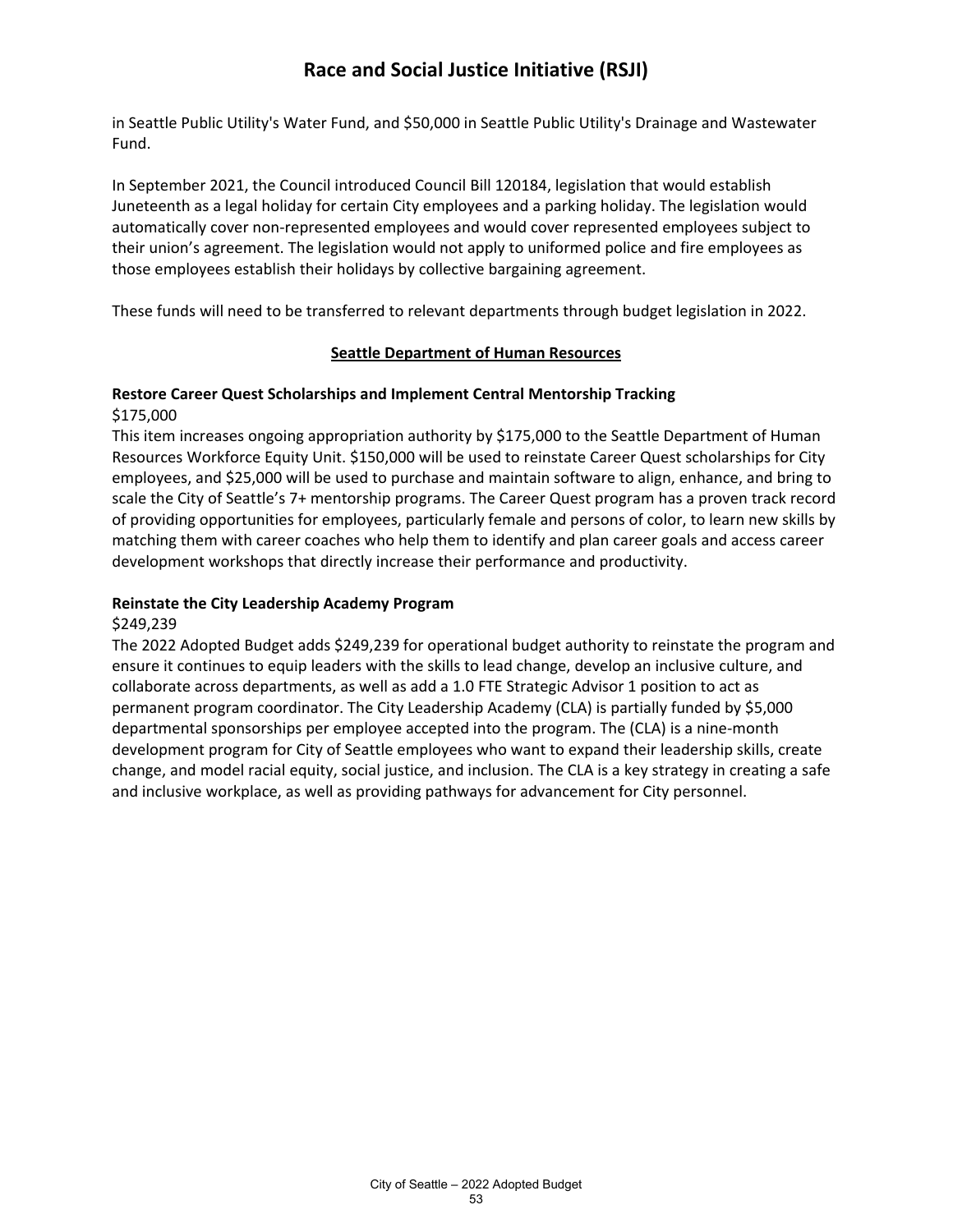in Seattle Public Utility's Water Fund, and $50,000 in Seattle Public Utility's Drainage and Wastewater Fund.

In September 2021, the Council introduced Council Bill 120184, legislation that would establish Juneteenth as a legal holiday for certain City employees and a parking holiday. The legislation would automatically cover non-represented employees and would cover represented employees subject to their union's agreement. The legislation would not apply to uniformed police and fire employees as those employees establish their holidays by collective bargaining agreement.

These funds will need to be transferred to relevant departments through budget legislation in 2022.

## Seattle Department of Human Resources

**Restore Career Quest Scholarships and Implement Central Mentorship Tracking**

$175,000

This item increases ongoing appropriation authority by $175,000 to the Seattle Department of Human Resources Workforce Equity Unit. $150,000 will be used to reinstate Career Quest scholarships for City employees, and $25,000 will be used to purchase and maintain software to align, enhance, and bring to scale the City of Seattle's 7+ mentorship programs. The Career Quest program has a proven track record of providing opportunities for employees, particularly female and persons of color, to learn new skills by matching them with career coaches who help them to identify and plan career goals and access career development workshops that directly increase their performance and productivity.

**Reinstate the City Leadership Academy Program**

$249,239

The 2022 Adopted Budget adds $249,239 for operational budget authority to reinstate the program and ensure it continues to equip leaders with the skills to lead change, develop an inclusive culture, and collaborate across departments, as well as add a 1.0 FTE Strategic Advisor 1 position to act as permanent program coordinator. The City Leadership Academy (CLA) is partially funded by $5,000 departmental sponsorships per employee accepted into the program. The (CLA) is a nine-month development program for City of Seattle employees who want to expand their leadership skills, create change, and model racial equity, social justice, and inclusion. The CLA is a key strategy in creating a safe and inclusive workplace, as well as providing pathways for advancement for City personnel.